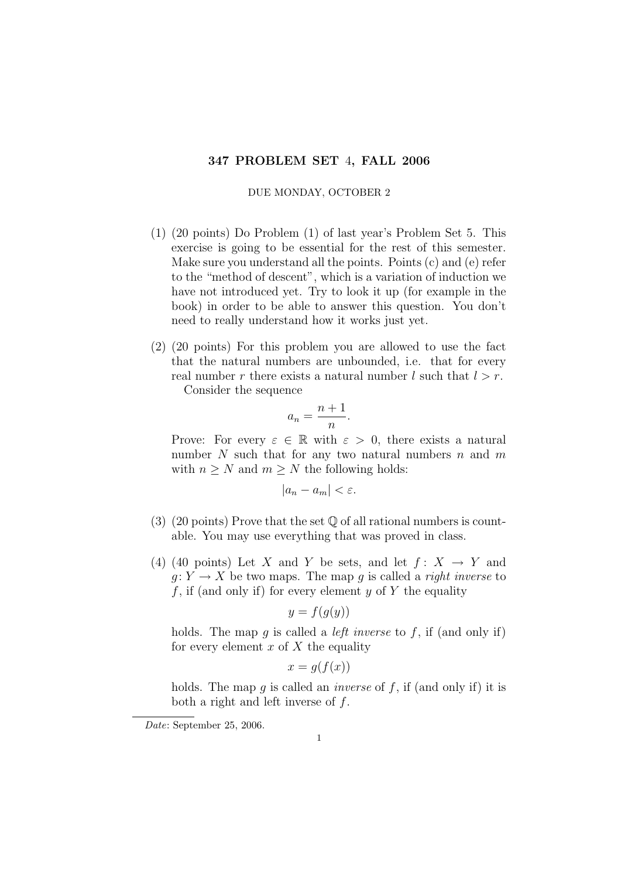# 347 PROBLEM SET 4, FALL 2006

DUE MONDAY, OCTOBER 2

(1) (20 points) Do Problem (1) of last year's Problem Set 5. This exercise is going to be essential for the rest of this semester. Make sure you understand all the points. Points (c) and (e) refer to the "method of descent", which is a variation of induction we have not introduced yet. Try to look it up (for example in the book) in order to be able to answer this question. You don't need to really understand how it works just yet.

(2) (20 points) For this problem you are allowed to use the fact that the natural numbers are unbounded, i.e. that for every real number $r$ there exists a natural number $l$ such that $l > r$.

Consider the sequence

$$a_n = \frac{n+1}{n}.$$

Prove: For every $\varepsilon \in \mathbb{R}$ with $\varepsilon > 0$, there exists a natural number $N$ such that for any two natural numbers $n$ and $m$ with $n \geq N$ and $m \geq N$ the following holds:

$$|a_n - a_m| < \varepsilon.$$

(3) (20 points) Prove that the set $\mathbb{Q}$ of all rational numbers is countable. You may use everything that was proved in class.

(4) (40 points) Let $X$ and $Y$ be sets, and let $f : X \to Y$ and $g : Y \to X$ be two maps. The map $g$ is called a *right inverse* to $f$, if (and only if) for every element $y$ of $Y$ the equality

$$y = f(g(y))$$

holds. The map $g$ is called a *left inverse* to $f$, if (and only if) for every element $x$ of $X$ the equality

$$x = g(f(x))$$

holds. The map $g$ is called an *inverse* of $f$, if (and only if) it is both a right and left inverse of $f$.

*Date*: September 25, 2006.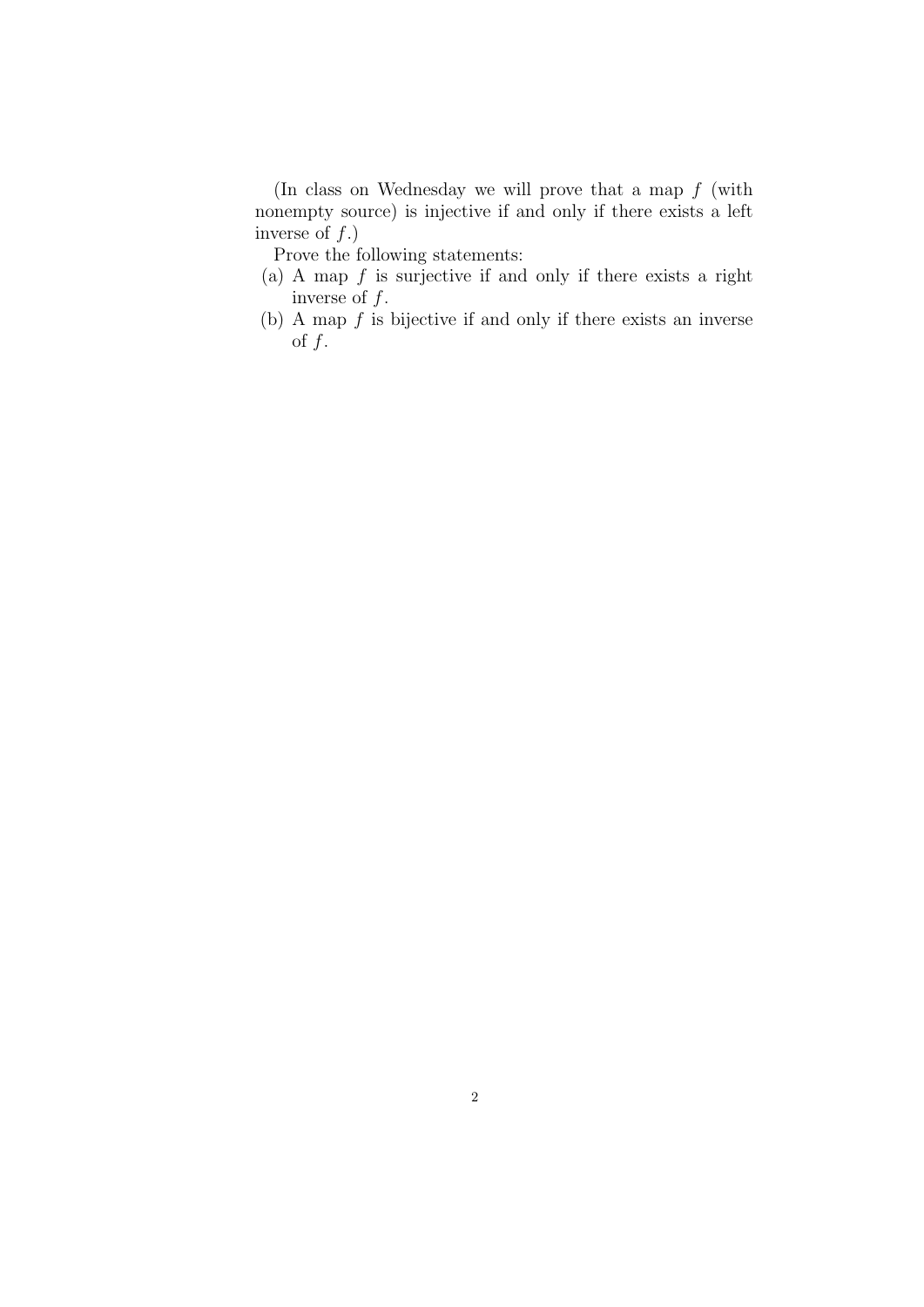(In class on Wednesday we will prove that a map $f$ (with nonempty source) is injective if and only if there exists a left inverse of $f$.)

Prove the following statements:

(a) A map $f$ is surjective if and only if there exists a right inverse of $f$.

(b) A map $f$ is bijective if and only if there exists an inverse of $f$.